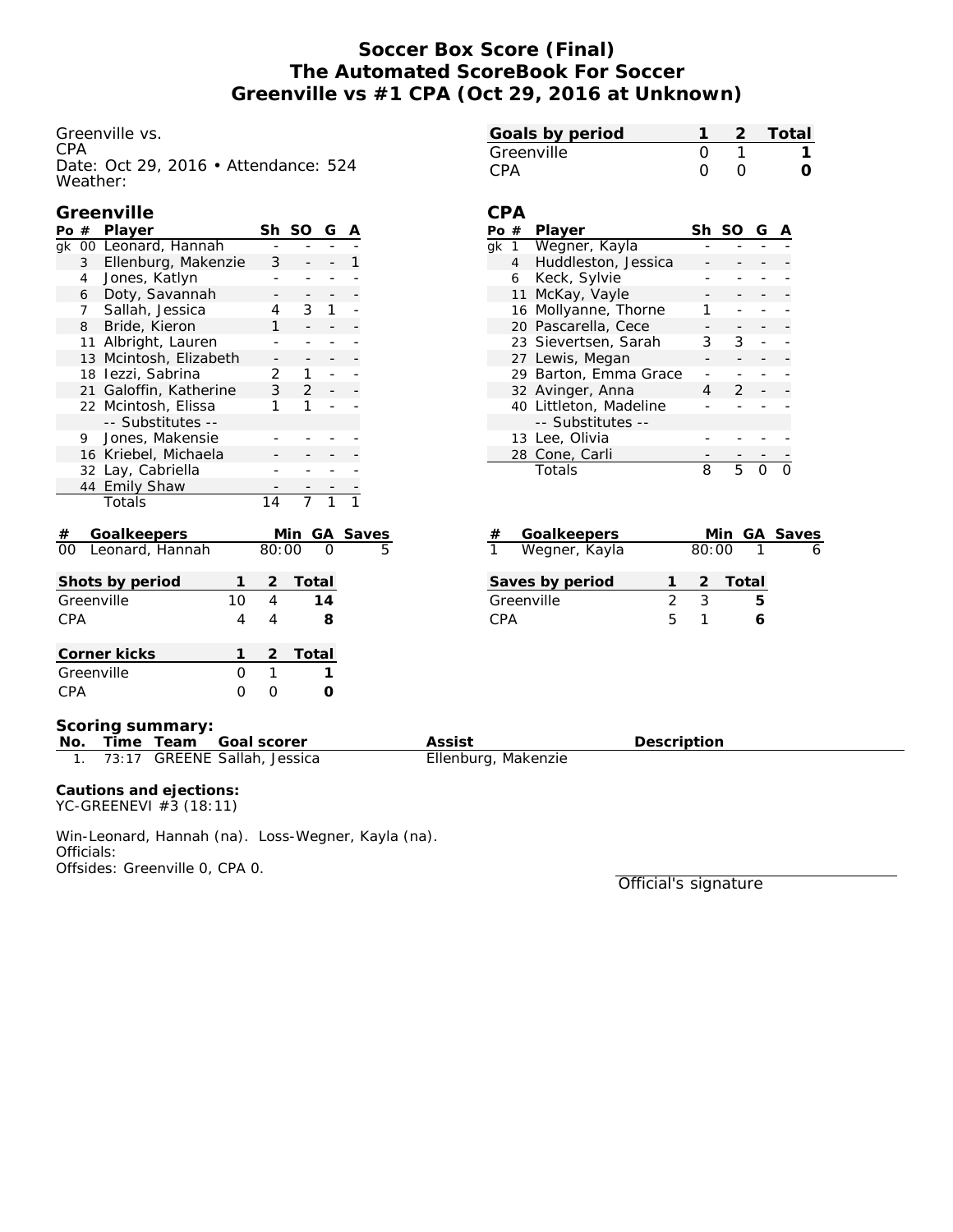# Soccer Box Score (Final)
# The Automated ScoreBook For Soccer
# Greenville vs #1 CPA (Oct 29, 2016 at Unknown)

Greenville vs.
CPA
Date: Oct 29, 2016 • Attendance: 524
Weather:

| Goals by period | 1 | 2 | Total |
|---|---|---|---|
| Greenville | 0 | 1 | **1** |
| CPA | 0 | 0 | **0** |

## Greenville

| Po | # | Player | Sh | SO | G | A |
|---|---|---|---|---|---|---|
| gk | 00 | Leonard, Hannah | - | - | - | - |
| | 3 | Ellenburg, Makenzie | 3 | - | - | 1 |
| | 4 | Jones, Katlyn | - | - | - | - |
| | 6 | Doty, Savannah | - | - | - | - |
| | 7 | Sallah, Jessica | 4 | 3 | 1 | - |
| | 8 | Bride, Kieron | 1 | - | - | - |
| | 11 | Albright, Lauren | - | - | - | - |
| | 13 | Mcintosh, Elizabeth | - | - | - | - |
| | 18 | Iezzi, Sabrina | 2 | 1 | - | - |
| | 21 | Galoffin, Katherine | 3 | 2 | - | - |
| | 22 | Mcintosh, Elissa | 1 | 1 | - | - |
| | | -- Substitutes -- | | | | |
| | 9 | Jones, Makensie | - | - | - | - |
| | 16 | Kriebel, Michaela | - | - | - | - |
| | 32 | Lay, Cabriella | - | - | - | - |
| | 44 | Emily Shaw | - | - | - | - |
| | | Totals | 14 | 7 | 1 | 1 |

## CPA

| Po | # | Player | Sh | SO | G | A |
|---|---|---|---|---|---|---|
| gk | 1 | Wegner, Kayla | - | - | - | - |
| | 4 | Huddleston, Jessica | - | - | - | - |
| | 6 | Keck, Sylvie | - | - | - | - |
| | 11 | McKay, Vayle | - | - | - | - |
| | 16 | Mollyanne, Thorne | 1 | - | - | - |
| | 20 | Pascarella, Cece | - | - | - | - |
| | 23 | Sievertsen, Sarah | 3 | 3 | - | - |
| | 27 | Lewis, Megan | - | - | - | - |
| | 29 | Barton, Emma Grace | - | - | - | - |
| | 32 | Avinger, Anna | 4 | 2 | - | - |
| | 40 | Littleton, Madeline | - | - | - | - |
| | | -- Substitutes -- | | | | |
| | 13 | Lee, Olivia | - | - | - | - |
| | 28 | Cone, Carli | - | - | - | - |
| | | Totals | 8 | 5 | 0 | 0 |

| # | Goalkeepers | Min | GA | Saves |
|---|---|---|---|---|
| 00 | Leonard, Hannah | 80:00 | 0 | 5 |

| # | Goalkeepers | Min | GA | Saves |
|---|---|---|---|---|
| 1 | Wegner, Kayla | 80:00 | 1 | 6 |

| Shots by period | 1 | 2 | Total |
|---|---|---|---|
| Greenville | 10 | 4 | **14** |
| CPA | 4 | 4 | **8** |

| Saves by period | 1 | 2 | Total |
|---|---|---|---|
| Greenville | 2 | 3 | **5** |
| CPA | 5 | 1 | **6** |

| Corner kicks | 1 | 2 | Total |
|---|---|---|---|
| Greenville | 0 | 1 | **1** |
| CPA | 0 | 0 | **0** |

**Scoring summary:**

| No. | Time | Team | Goal scorer | Assist | Description |
|---|---|---|---|---|---|
| 1. | 73:17 | GREENE | Sallah, Jessica | Ellenburg, Makenzie | |

**Cautions and ejections:**
YC-GREENEVI #3 (18:11)

Win-Leonard, Hannah (na). Loss-Wegner, Kayla (na).
Officials:
Offsides: Greenville 0, CPA 0.

Official's signature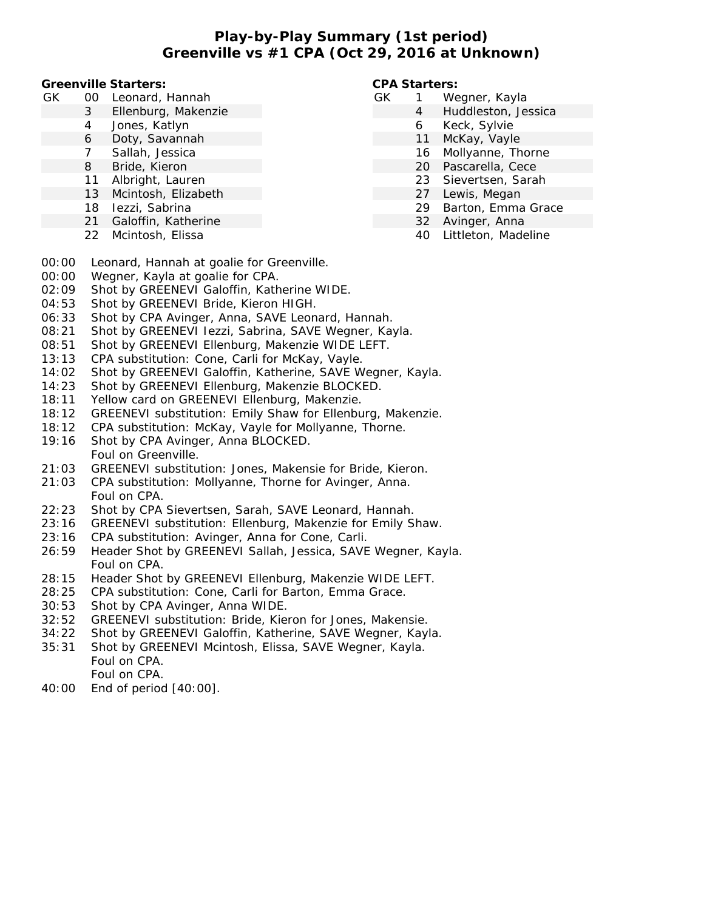# Play-by-Play Summary (1st period)
## Greenville vs #1 CPA (Oct 29, 2016 at Unknown)

**Greenville Starters:**

| | | |
|---|---|---|
| GK | 00 | Leonard, Hannah |
| | 3 | Ellenburg, Makenzie |
| | 4 | Jones, Katlyn |
| | 6 | Doty, Savannah |
| | 7 | Sallah, Jessica |
| | 8 | Bride, Kieron |
| | 11 | Albright, Lauren |
| | 13 | Mcintosh, Elizabeth |
| | 18 | Iezzi, Sabrina |
| | 21 | Galoffin, Katherine |
| | 22 | Mcintosh, Elissa |

**CPA Starters:**

| | | |
|---|---|---|
| GK | 1 | Wegner, Kayla |
| | 4 | Huddleston, Jessica |
| | 6 | Keck, Sylvie |
| | 11 | McKay, Vayle |
| | 16 | Mollyanne, Thorne |
| | 20 | Pascarella, Cece |
| | 23 | Sievertsen, Sarah |
| | 27 | Lewis, Megan |
| | 29 | Barton, Emma Grace |
| | 32 | Avinger, Anna |
| | 40 | Littleton, Madeline |

| Time | Play |
|---|---|
| 00:00 | Leonard, Hannah at goalie for Greenville. |
| 00:00 | Wegner, Kayla at goalie for CPA. |
| 02:09 | Shot by GREENEVI Galoffin, Katherine WIDE. |
| 04:53 | Shot by GREENEVI Bride, Kieron HIGH. |
| 06:33 | Shot by CPA Avinger, Anna, SAVE Leonard, Hannah. |
| 08:21 | Shot by GREENEVI Iezzi, Sabrina, SAVE Wegner, Kayla. |
| 08:51 | Shot by GREENEVI Ellenburg, Makenzie WIDE LEFT. |
| 13:13 | CPA substitution: Cone, Carli for McKay, Vayle. |
| 14:02 | Shot by GREENEVI Galoffin, Katherine, SAVE Wegner, Kayla. |
| 14:23 | Shot by GREENEVI Ellenburg, Makenzie BLOCKED. |
| 18:11 | Yellow card on GREENEVI Ellenburg, Makenzie. |
| 18:12 | GREENEVI substitution: Emily Shaw for Ellenburg, Makenzie. |
| 18:12 | CPA substitution: McKay, Vayle for Mollyanne, Thorne. |
| 19:16 | Shot by CPA Avinger, Anna BLOCKED. |
| | Foul on Greenville. |
| 21:03 | GREENEVI substitution: Jones, Makensie for Bride, Kieron. |
| 21:03 | CPA substitution: Mollyanne, Thorne for Avinger, Anna. |
| | Foul on CPA. |
| 22:23 | Shot by CPA Sievertsen, Sarah, SAVE Leonard, Hannah. |
| 23:16 | GREENEVI substitution: Ellenburg, Makenzie for Emily Shaw. |
| 23:16 | CPA substitution: Avinger, Anna for Cone, Carli. |
| 26:59 | Header Shot by GREENEVI Sallah, Jessica, SAVE Wegner, Kayla. |
| | Foul on CPA. |
| 28:15 | Header Shot by GREENEVI Ellenburg, Makenzie WIDE LEFT. |
| 28:25 | CPA substitution: Cone, Carli for Barton, Emma Grace. |
| 30:53 | Shot by CPA Avinger, Anna WIDE. |
| 32:52 | GREENEVI substitution: Bride, Kieron for Jones, Makensie. |
| 34:22 | Shot by GREENEVI Galoffin, Katherine, SAVE Wegner, Kayla. |
| 35:31 | Shot by GREENEVI Mcintosh, Elissa, SAVE Wegner, Kayla. |
| | Foul on CPA. |
| | Foul on CPA. |
| 40:00 | End of period [40:00]. |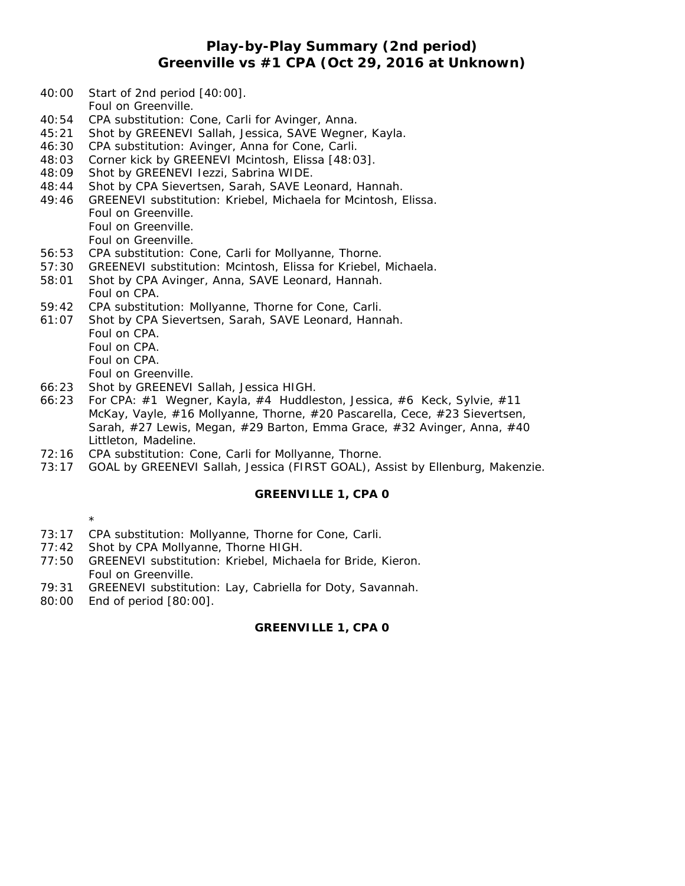# Play-by-Play Summary (2nd period)
## Greenville vs #1 CPA (Oct 29, 2016 at Unknown)

40:00 Start of 2nd period [40:00].
Foul on Greenville.
40:54 CPA substitution: Cone, Carli for Avinger, Anna.
45:21 Shot by GREENEVI Sallah, Jessica, SAVE Wegner, Kayla.
46:30 CPA substitution: Avinger, Anna for Cone, Carli.
48:03 Corner kick by GREENEVI Mcintosh, Elissa [48:03].
48:09 Shot by GREENEVI Iezzi, Sabrina WIDE.
48:44 Shot by CPA Sievertsen, Sarah, SAVE Leonard, Hannah.
49:46 GREENEVI substitution: Kriebel, Michaela for Mcintosh, Elissa.
Foul on Greenville.
Foul on Greenville.
Foul on Greenville.
56:53 CPA substitution: Cone, Carli for Mollyanne, Thorne.
57:30 GREENEVI substitution: Mcintosh, Elissa for Kriebel, Michaela.
58:01 Shot by CPA Avinger, Anna, SAVE Leonard, Hannah.
Foul on CPA.
59:42 CPA substitution: Mollyanne, Thorne for Cone, Carli.
61:07 Shot by CPA Sievertsen, Sarah, SAVE Leonard, Hannah.
Foul on CPA.
Foul on CPA.
Foul on CPA.
Foul on Greenville.
66:23 Shot by GREENEVI Sallah, Jessica HIGH.
66:23 For CPA: #1 Wegner, Kayla, #4 Huddleston, Jessica, #6 Keck, Sylvie, #11 McKay, Vayle, #16 Mollyanne, Thorne, #20 Pascarella, Cece, #23 Sievertsen, Sarah, #27 Lewis, Megan, #29 Barton, Emma Grace, #32 Avinger, Anna, #40 Littleton, Madeline.
72:16 CPA substitution: Cone, Carli for Mollyanne, Thorne.
73:17 GOAL by GREENEVI Sallah, Jessica (FIRST GOAL), Assist by Ellenburg, Makenzie.

**GREENVILLE 1, CPA 0**

*
73:17 CPA substitution: Mollyanne, Thorne for Cone, Carli.
77:42 Shot by CPA Mollyanne, Thorne HIGH.
77:50 GREENEVI substitution: Kriebel, Michaela for Bride, Kieron.
Foul on Greenville.
79:31 GREENEVI substitution: Lay, Cabriella for Doty, Savannah.
80:00 End of period [80:00].

**GREENVILLE 1, CPA 0**